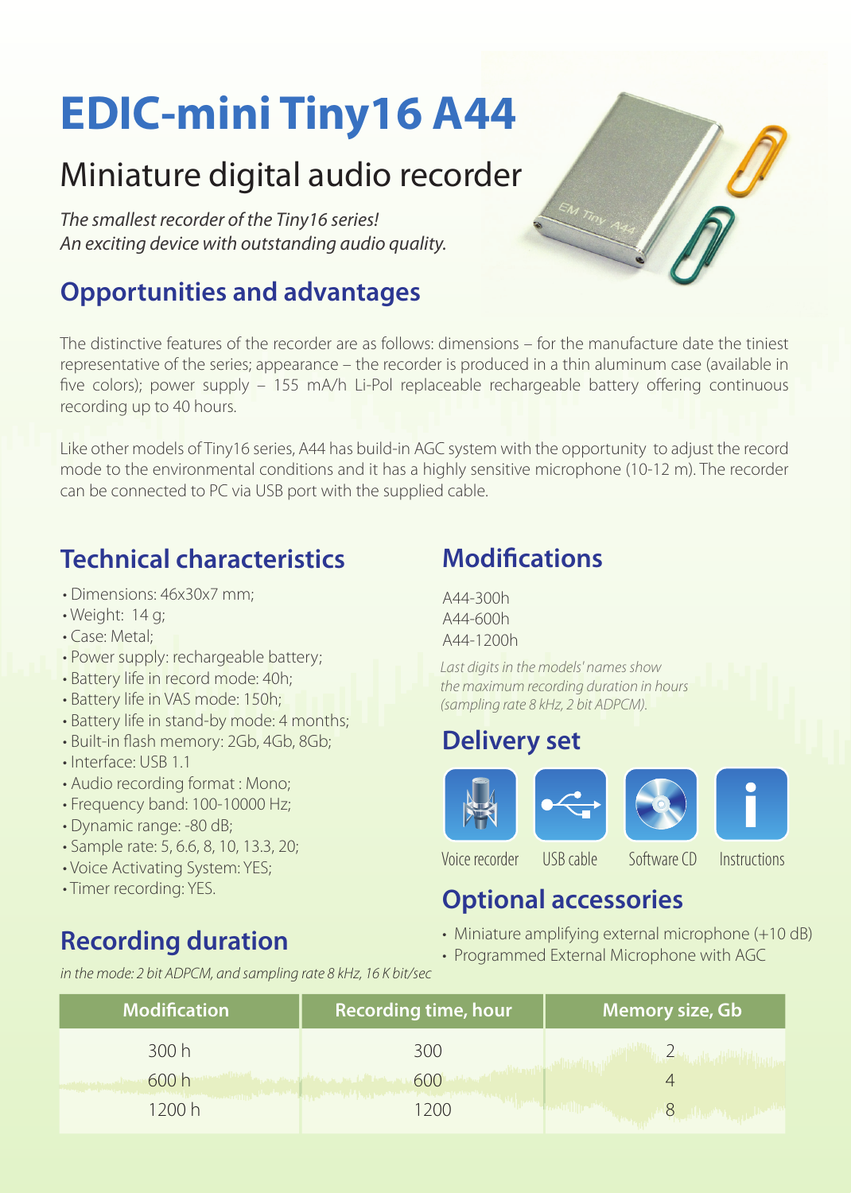# EDIC-mini Tiny16 A44

## Miniature digital audio recorder

*The smallest recorder of the Tiny16 series!*
*An exciting device with outstanding audio quality.*

## Opportunities and advantages

The distinctive features of the recorder are as follows: dimensions – for the manufacture date the tiniest representative of the series; appearance – the recorder is produced in a thin aluminum case (available in five colors); power supply – 155 mA/h Li-Pol replaceable rechargeable battery offering continuous recording up to 40 hours.

Like other models of Tiny16 series, A44 has build-in AGC system with the opportunity to adjust the record mode to the environmental conditions and it has a highly sensitive microphone (10-12 m). The recorder can be connected to PC via USB port with the supplied cable.

## Technical characteristics

- Dimensions: 46x30x7 mm;
- Weight: 14 g;
- Case: Metal;
- Power supply: rechargeable battery;
- Battery life in record mode: 40h;
- Battery life in VAS mode: 150h;
- Battery life in stand-by mode: 4 months;
- Built-in flash memory: 2Gb, 4Gb, 8Gb;
- Interface: USB 1.1
- Audio recording format : Mono;
- Frequency band: 100-10000 Hz;
- Dynamic range: -80 dB;
- Sample rate: 5, 6.6, 8, 10, 13.3, 20;
- Voice Activating System: YES;
- Timer recording: YES.

## Modifications

A44-300h
A44-600h
A44-1200h

*Last digits in the models' names show the maximum recording duration in hours (sampling rate 8 kHz, 2 bit ADPCM).*

## Delivery set

Voice recorder, USB cable, Software CD, Instructions

## Optional accessories

- Miniature amplifying external microphone (+10 dB)
- Programmed External Microphone with AGC

## Recording duration

*in the mode: 2 bit ADPCM, and sampling rate 8 kHz, 16 K bit/sec*

| Modification | Recording time, hour | Memory size, Gb |
| --- | --- | --- |
| 300 h | 300 | 2 |
| 600 h | 600 | 4 |
| 1200 h | 1200 | 8 |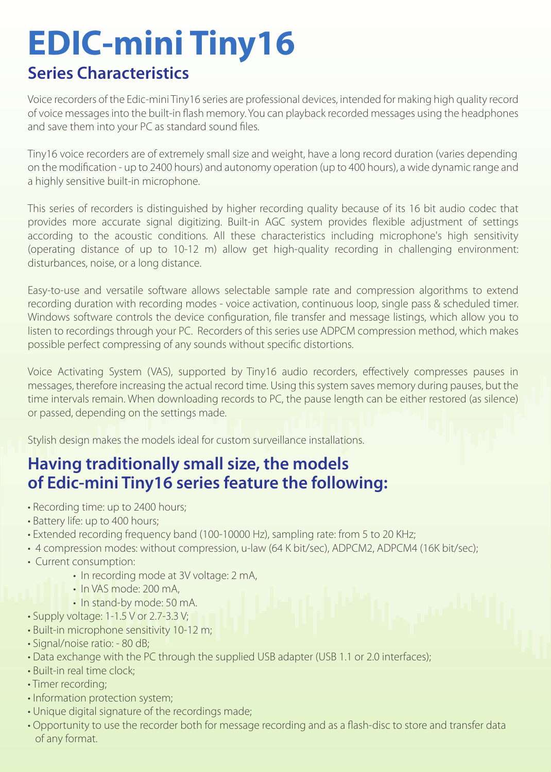# EDIC-mini Tiny16

## Series Characteristics

Voice recorders of the Edic-mini Tiny16 series are professional devices, intended for making high quality record of voice messages into the built-in flash memory. You can playback recorded messages using the headphones and save them into your PC as standard sound files.

Tiny16 voice recorders are of extremely small size and weight, have a long record duration (varies depending on the modification - up to 2400 hours) and autonomy operation (up to 400 hours), a wide dynamic range and a highly sensitive built-in microphone.

This series of recorders is distinguished by higher recording quality because of its 16 bit audio codec that provides more accurate signal digitizing. Built-in AGC system provides flexible adjustment of settings according to the acoustic conditions. All these characteristics including microphone's high sensitivity (operating distance of up to 10-12 m) allow get high-quality recording in challenging environment: disturbances, noise, or a long distance.

Easy-to-use and versatile software allows selectable sample rate and compression algorithms to extend recording duration with recording modes - voice activation, continuous loop, single pass & scheduled timer. Windows software controls the device configuration, file transfer and message listings, which allow you to listen to recordings through your PC. Recorders of this series use ADPCM compression method, which makes possible perfect compressing of any sounds without specific distortions.

Voice Activating System (VAS), supported by Tiny16 audio recorders, effectively compresses pauses in messages, therefore increasing the actual record time. Using this system saves memory during pauses, but the time intervals remain. When downloading records to PC, the pause length can be either restored (as silence) or passed, depending on the settings made.

Stylish design makes the models ideal for custom surveillance installations.

## Having traditionally small size, the models of Edic-mini Tiny16 series feature the following:

- Recording time: up to 2400 hours;
- Battery life: up to 400 hours;
- Extended recording frequency band (100-10000 Hz), sampling rate: from 5 to 20 KHz;
- 4 compression modes: without compression, u-law (64 K bit/sec), ADPCM2, ADPCM4 (16K bit/sec);
- Current consumption:
  - In recording mode at 3V voltage: 2 mA,
  - In VAS mode: 200 mA,
  - In stand-by mode: 50 mA.
- Supply voltage: 1-1.5 V or 2.7-3.3 V;
- Built-in microphone sensitivity 10-12 m;
- Signal/noise ratio: - 80 dB;
- Data exchange with the PC through the supplied USB adapter (USB 1.1 or 2.0 interfaces);
- Built-in real time clock;
- Timer recording;
- Information protection system;
- Unique digital signature of the recordings made;
- Opportunity to use the recorder both for message recording and as a flash-disc to store and transfer data of any format.